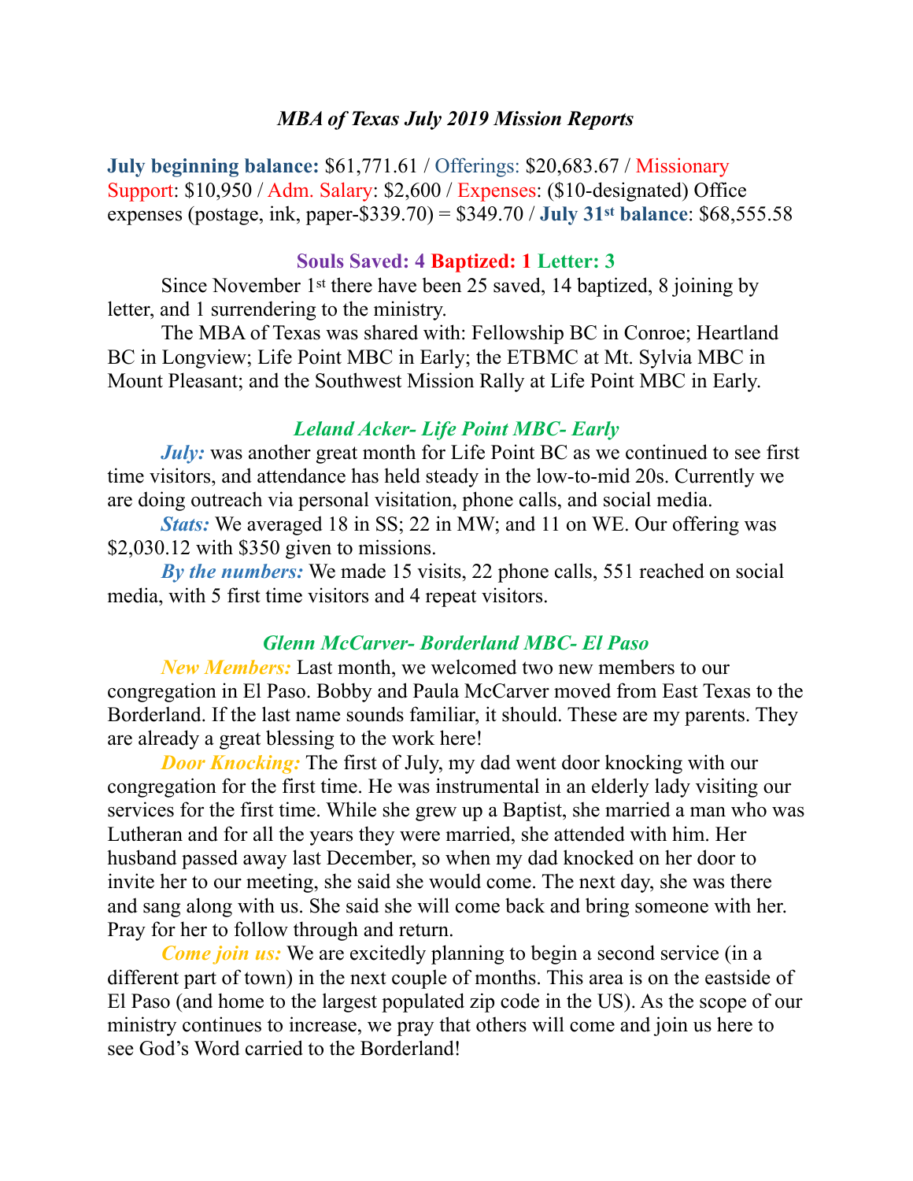## *MBA of Texas July 2019 Mission Reports*

**July beginning balance:** $61,771.61 / Offerings: $20,683.67 / Missionary Support: $10,950 / Adm. Salary: $2,600 / Expenses: ($10-designated) Office expenses (postage, ink, paper-$339.70) = $349.70 / **July 31st balance**: $68,555.58

### Souls Saved: 4 Baptized: 1 Letter: 3

Since November 1st there have been 25 saved, 14 baptized, 8 joining by letter, and 1 surrendering to the ministry.

The MBA of Texas was shared with: Fellowship BC in Conroe; Heartland BC in Longview; Life Point MBC in Early; the ETBMC at Mt. Sylvia MBC in Mount Pleasant; and the Southwest Mission Rally at Life Point MBC in Early.

### *Leland Acker- Life Point MBC- Early*

***July:*** was another great month for Life Point BC as we continued to see first time visitors, and attendance has held steady in the low-to-mid 20s. Currently we are doing outreach via personal visitation, phone calls, and social media.

***Stats:*** We averaged 18 in SS; 22 in MW; and 11 on WE. Our offering was $2,030.12 with $350 given to missions.

***By the numbers:*** We made 15 visits, 22 phone calls, 551 reached on social media, with 5 first time visitors and 4 repeat visitors.

### *Glenn McCarver- Borderland MBC- El Paso*

***New Members:*** Last month, we welcomed two new members to our congregation in El Paso. Bobby and Paula McCarver moved from East Texas to the Borderland. If the last name sounds familiar, it should. These are my parents. They are already a great blessing to the work here!

***Door Knocking:*** The first of July, my dad went door knocking with our congregation for the first time. He was instrumental in an elderly lady visiting our services for the first time. While she grew up a Baptist, she married a man who was Lutheran and for all the years they were married, she attended with him. Her husband passed away last December, so when my dad knocked on her door to invite her to our meeting, she said she would come. The next day, she was there and sang along with us. She said she will come back and bring someone with her. Pray for her to follow through and return.

***Come join us:*** We are excitedly planning to begin a second service (in a different part of town) in the next couple of months. This area is on the eastside of El Paso (and home to the largest populated zip code in the US). As the scope of our ministry continues to increase, we pray that others will come and join us here to see God's Word carried to the Borderland!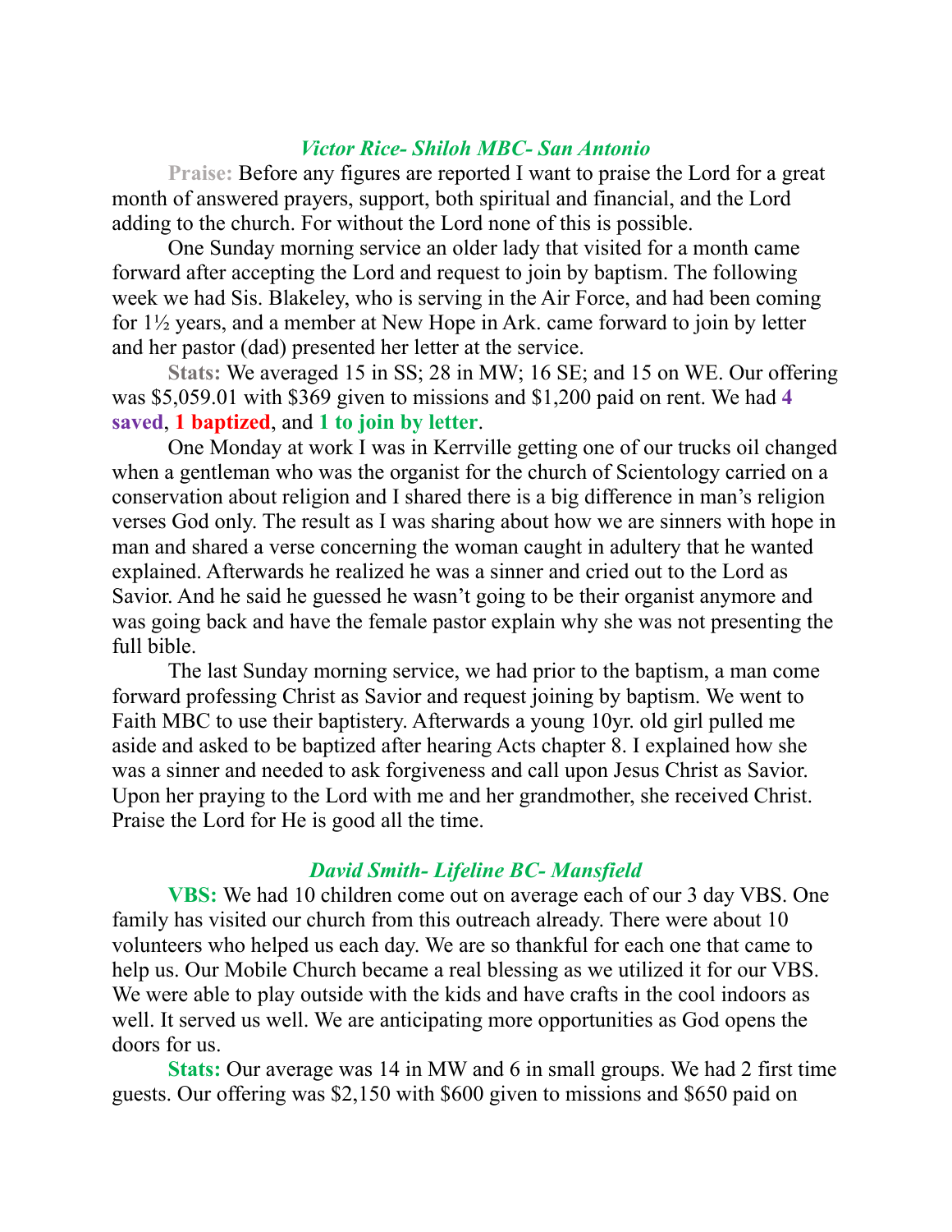### *Victor Rice- Shiloh MBC- San Antonio*

**Praise:** Before any figures are reported I want to praise the Lord for a great month of answered prayers, support, both spiritual and financial, and the Lord adding to the church. For without the Lord none of this is possible.

One Sunday morning service an older lady that visited for a month came forward after accepting the Lord and request to join by baptism. The following week we had Sis. Blakeley, who is serving in the Air Force, and had been coming for 1½ years, and a member at New Hope in Ark. came forward to join by letter and her pastor (dad) presented her letter at the service.

**Stats:** We averaged 15 in SS; 28 in MW; 16 SE; and 15 on WE. Our offering was $5,059.01 with $369 given to missions and $1,200 paid on rent. We had **4 saved**, **1 baptized**, and **1 to join by letter**.

One Monday at work I was in Kerrville getting one of our trucks oil changed when a gentleman who was the organist for the church of Scientology carried on a conservation about religion and I shared there is a big difference in man's religion verses God only. The result as I was sharing about how we are sinners with hope in man and shared a verse concerning the woman caught in adultery that he wanted explained. Afterwards he realized he was a sinner and cried out to the Lord as Savior. And he said he guessed he wasn't going to be their organist anymore and was going back and have the female pastor explain why she was not presenting the full bible.

The last Sunday morning service, we had prior to the baptism, a man come forward professing Christ as Savior and request joining by baptism. We went to Faith MBC to use their baptistery. Afterwards a young 10yr. old girl pulled me aside and asked to be baptized after hearing Acts chapter 8. I explained how she was a sinner and needed to ask forgiveness and call upon Jesus Christ as Savior. Upon her praying to the Lord with me and her grandmother, she received Christ. Praise the Lord for He is good all the time.

### *David Smith- Lifeline BC- Mansfield*

**VBS:** We had 10 children come out on average each of our 3 day VBS. One family has visited our church from this outreach already. There were about 10 volunteers who helped us each day. We are so thankful for each one that came to help us. Our Mobile Church became a real blessing as we utilized it for our VBS. We were able to play outside with the kids and have crafts in the cool indoors as well. It served us well. We are anticipating more opportunities as God opens the doors for us.

**Stats:** Our average was 14 in MW and 6 in small groups. We had 2 first time guests. Our offering was $2,150 with $600 given to missions and $650 paid on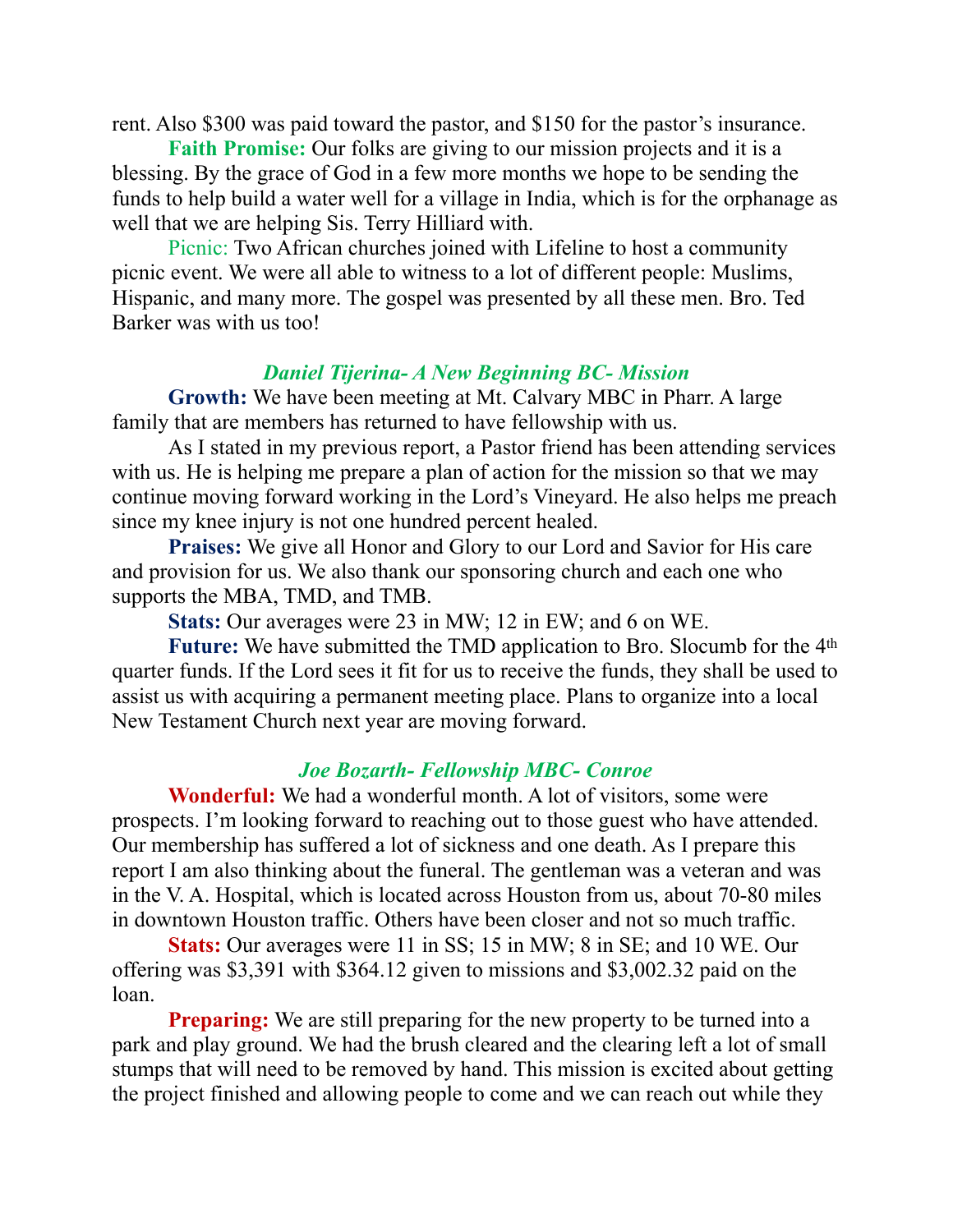rent. Also $300 was paid toward the pastor, and $150 for the pastor's insurance.

**Faith Promise:** Our folks are giving to our mission projects and it is a blessing. By the grace of God in a few more months we hope to be sending the funds to help build a water well for a village in India, which is for the orphanage as well that we are helping Sis. Terry Hilliard with.

Picnic: Two African churches joined with Lifeline to host a community picnic event. We were all able to witness to a lot of different people: Muslims, Hispanic, and many more. The gospel was presented by all these men. Bro. Ted Barker was with us too!

### *Daniel Tijerina- A New Beginning BC- Mission*

**Growth:** We have been meeting at Mt. Calvary MBC in Pharr. A large family that are members has returned to have fellowship with us.

As I stated in my previous report, a Pastor friend has been attending services with us. He is helping me prepare a plan of action for the mission so that we may continue moving forward working in the Lord's Vineyard. He also helps me preach since my knee injury is not one hundred percent healed.

**Praises:** We give all Honor and Glory to our Lord and Savior for His care and provision for us. We also thank our sponsoring church and each one who supports the MBA, TMD, and TMB.

**Stats:** Our averages were 23 in MW; 12 in EW; and 6 on WE.

**Future:** We have submitted the TMD application to Bro. Slocumb for the 4th quarter funds. If the Lord sees it fit for us to receive the funds, they shall be used to assist us with acquiring a permanent meeting place. Plans to organize into a local New Testament Church next year are moving forward.

### *Joe Bozarth- Fellowship MBC- Conroe*

**Wonderful:** We had a wonderful month. A lot of visitors, some were prospects. I'm looking forward to reaching out to those guest who have attended. Our membership has suffered a lot of sickness and one death. As I prepare this report I am also thinking about the funeral. The gentleman was a veteran and was in the V. A. Hospital, which is located across Houston from us, about 70-80 miles in downtown Houston traffic. Others have been closer and not so much traffic.

**Stats:** Our averages were 11 in SS; 15 in MW; 8 in SE; and 10 WE. Our offering was $3,391 with $364.12 given to missions and $3,002.32 paid on the loan.

**Preparing:** We are still preparing for the new property to be turned into a park and play ground. We had the brush cleared and the clearing left a lot of small stumps that will need to be removed by hand. This mission is excited about getting the project finished and allowing people to come and we can reach out while they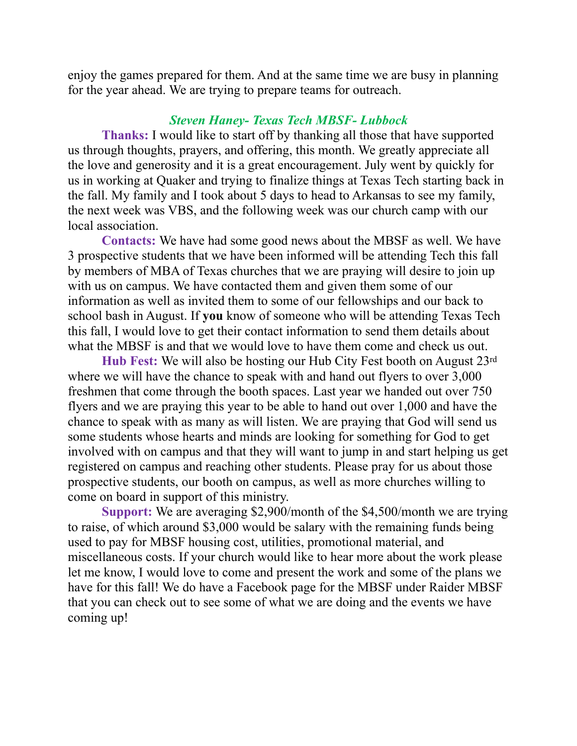enjoy the games prepared for them. And at the same time we are busy in planning for the year ahead. We are trying to prepare teams for outreach.

### *Steven Haney- Texas Tech MBSF- Lubbock*

**Thanks:** I would like to start off by thanking all those that have supported us through thoughts, prayers, and offering, this month. We greatly appreciate all the love and generosity and it is a great encouragement. July went by quickly for us in working at Quaker and trying to finalize things at Texas Tech starting back in the fall. My family and I took about 5 days to head to Arkansas to see my family, the next week was VBS, and the following week was our church camp with our local association.

**Contacts:** We have had some good news about the MBSF as well. We have 3 prospective students that we have been informed will be attending Tech this fall by members of MBA of Texas churches that we are praying will desire to join up with us on campus. We have contacted them and given them some of our information as well as invited them to some of our fellowships and our back to school bash in August. If **you** know of someone who will be attending Texas Tech this fall, I would love to get their contact information to send them details about what the MBSF is and that we would love to have them come and check us out.

**Hub Fest:** We will also be hosting our Hub City Fest booth on August 23rd where we will have the chance to speak with and hand out flyers to over 3,000 freshmen that come through the booth spaces. Last year we handed out over 750 flyers and we are praying this year to be able to hand out over 1,000 and have the chance to speak with as many as will listen. We are praying that God will send us some students whose hearts and minds are looking for something for God to get involved with on campus and that they will want to jump in and start helping us get registered on campus and reaching other students. Please pray for us about those prospective students, our booth on campus, as well as more churches willing to come on board in support of this ministry.

**Support:** We are averaging $2,900/month of the $4,500/month we are trying to raise, of which around $3,000 would be salary with the remaining funds being used to pay for MBSF housing cost, utilities, promotional material, and miscellaneous costs. If your church would like to hear more about the work please let me know, I would love to come and present the work and some of the plans we have for this fall! We do have a Facebook page for the MBSF under Raider MBSF that you can check out to see some of what we are doing and the events we have coming up!